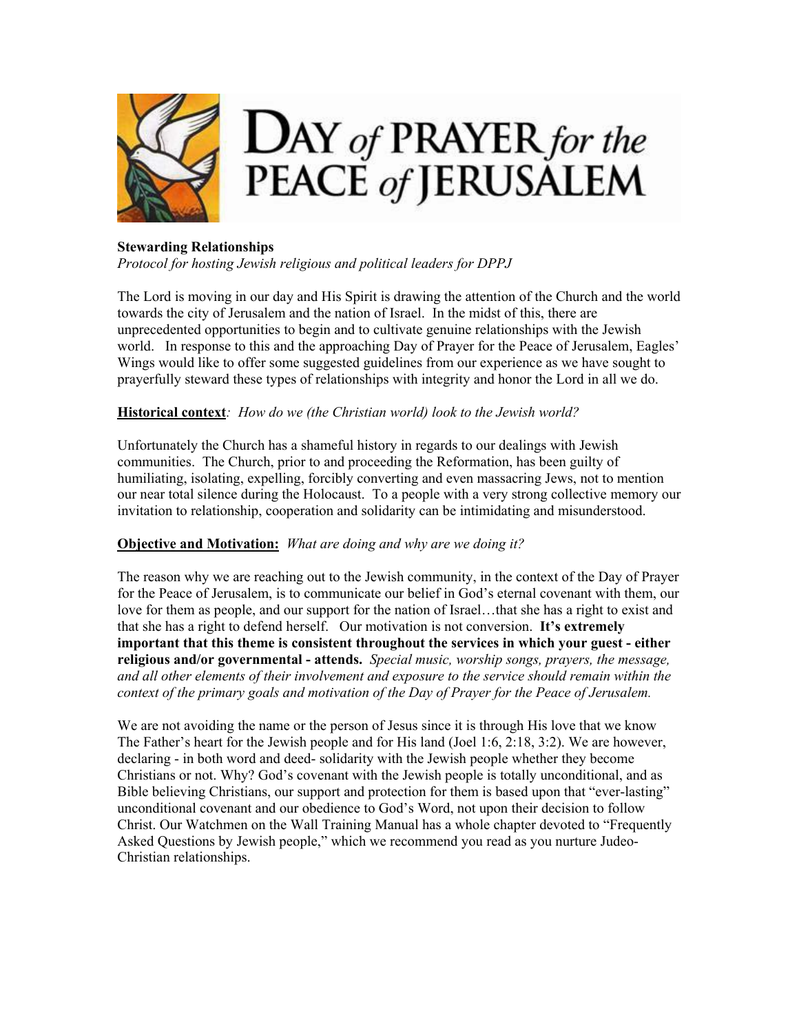# DAY of PRAYER for the PEACE of JERUSALEM

**Stewarding Relationships**
*Protocol for hosting Jewish religious and political leaders for DPPJ*

The Lord is moving in our day and His Spirit is drawing the attention of the Church and the world towards the city of Jerusalem and the nation of Israel. In the midst of this, there are unprecedented opportunities to begin and to cultivate genuine relationships with the Jewish world. In response to this and the approaching Day of Prayer for the Peace of Jerusalem, Eagles' Wings would like to offer some suggested guidelines from our experience as we have sought to prayerfully steward these types of relationships with integrity and honor the Lord in all we do.

**Historical context**: *How do we (the Christian world) look to the Jewish world?*

Unfortunately the Church has a shameful history in regards to our dealings with Jewish communities. The Church, prior to and proceeding the Reformation, has been guilty of humiliating, isolating, expelling, forcibly converting and even massacring Jews, not to mention our near total silence during the Holocaust. To a people with a very strong collective memory our invitation to relationship, cooperation and solidarity can be intimidating and misunderstood.

**Objective and Motivation:** *What are doing and why are we doing it?*

The reason why we are reaching out to the Jewish community, in the context of the Day of Prayer for the Peace of Jerusalem, is to communicate our belief in God's eternal covenant with them, our love for them as people, and our support for the nation of Israel…that she has a right to exist and that she has a right to defend herself. Our motivation is not conversion. **It's extremely important that this theme is consistent throughout the services in which your guest - either religious and/or governmental - attends.** *Special music, worship songs, prayers, the message, and all other elements of their involvement and exposure to the service should remain within the context of the primary goals and motivation of the Day of Prayer for the Peace of Jerusalem.*

We are not avoiding the name or the person of Jesus since it is through His love that we know The Father's heart for the Jewish people and for His land (Joel 1:6, 2:18, 3:2). We are however, declaring - in both word and deed- solidarity with the Jewish people whether they become Christians or not. Why? God's covenant with the Jewish people is totally unconditional, and as Bible believing Christians, our support and protection for them is based upon that "ever-lasting" unconditional covenant and our obedience to God's Word, not upon their decision to follow Christ. Our Watchmen on the Wall Training Manual has a whole chapter devoted to "Frequently Asked Questions by Jewish people," which we recommend you read as you nurture Judeo-Christian relationships.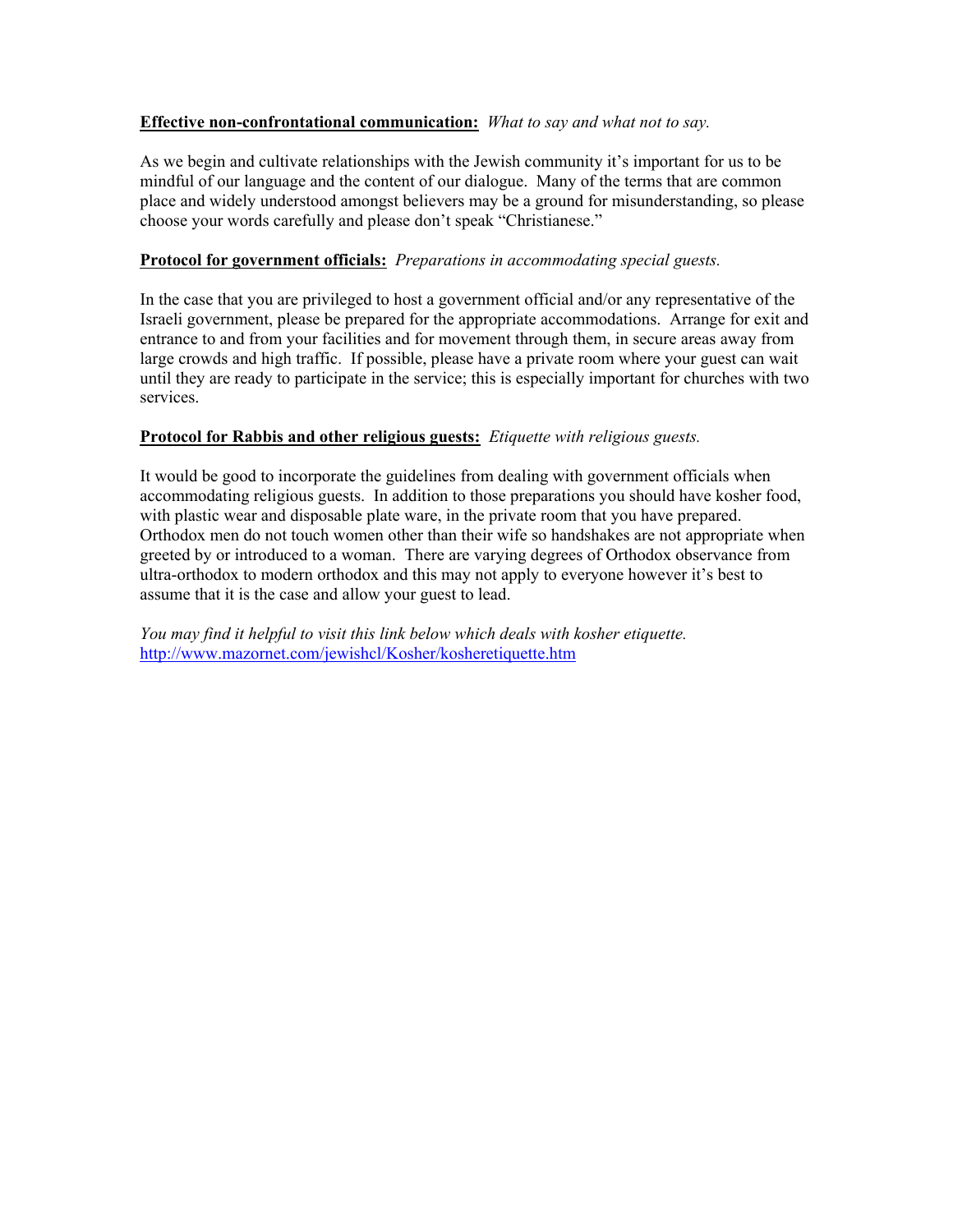**<u>Effective non-confrontational communication:</u>** *What to say and what not to say.*

As we begin and cultivate relationships with the Jewish community it's important for us to be mindful of our language and the content of our dialogue. Many of the terms that are common place and widely understood amongst believers may be a ground for misunderstanding, so please choose your words carefully and please don't speak "Christianese."

**<u>Protocol for government officials:</u>** *Preparations in accommodating special guests.*

In the case that you are privileged to host a government official and/or any representative of the Israeli government, please be prepared for the appropriate accommodations. Arrange for exit and entrance to and from your facilities and for movement through them, in secure areas away from large crowds and high traffic. If possible, please have a private room where your guest can wait until they are ready to participate in the service; this is especially important for churches with two services.

**<u>Protocol for Rabbis and other religious guests:</u>** *Etiquette with religious guests.*

It would be good to incorporate the guidelines from dealing with government officials when accommodating religious guests. In addition to those preparations you should have kosher food, with plastic wear and disposable plate ware, in the private room that you have prepared. Orthodox men do not touch women other than their wife so handshakes are not appropriate when greeted by or introduced to a woman. There are varying degrees of Orthodox observance from ultra-orthodox to modern orthodox and this may not apply to everyone however it's best to assume that it is the case and allow your guest to lead.

*You may find it helpful to visit this link below which deals with kosher etiquette.*
http://www.mazornet.com/jewishcl/Kosher/kosheretiquette.htm